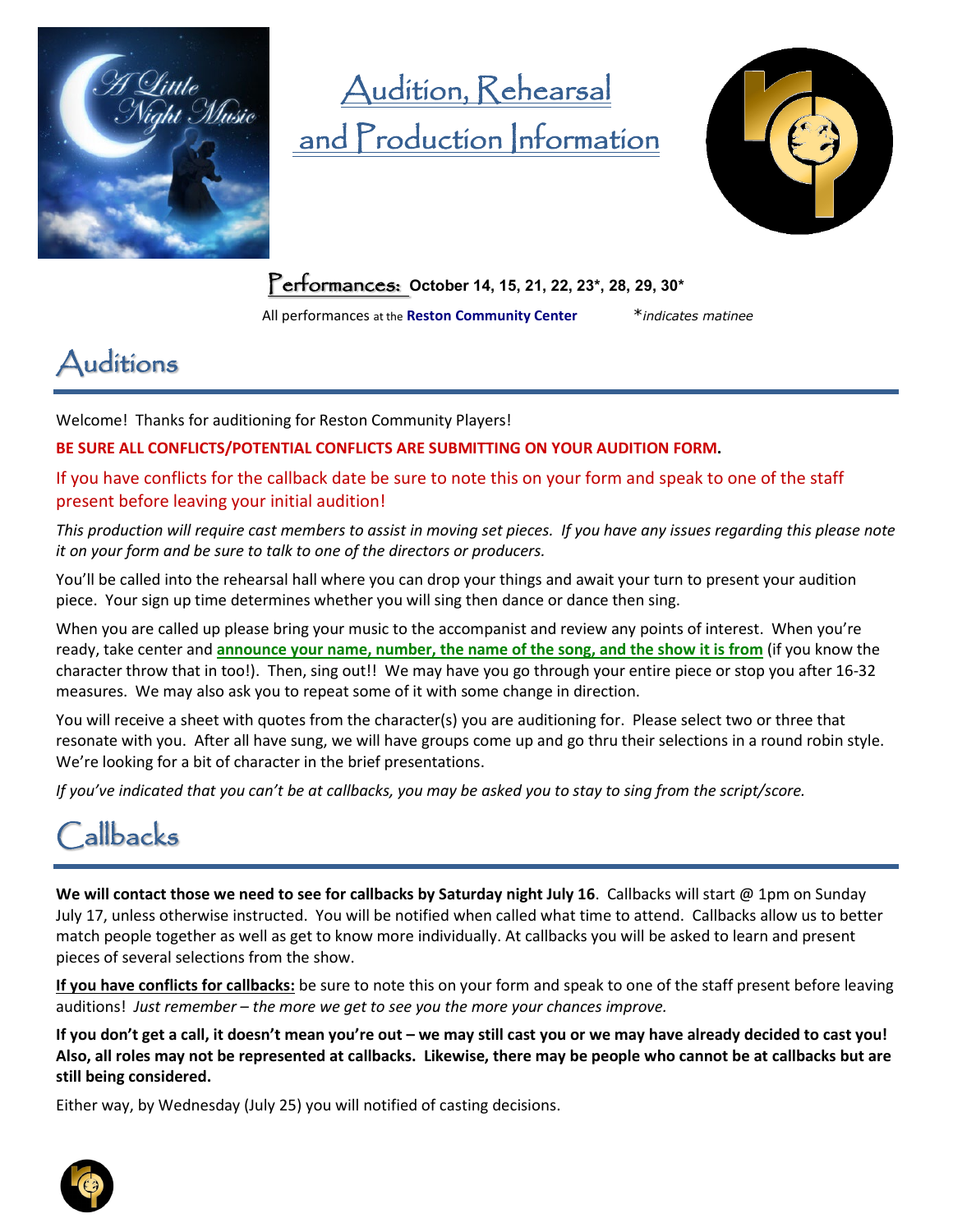# Audition, Rehearsal and Production Information

**Performances: October 14, 15, 21, 22, 23\*, 28, 29, 30\***

All performances at the **Reston Community Center** *\*indicates matinee*

## Auditions

Welcome! Thanks for auditioning for Reston Community Players!

**BE SURE ALL CONFLICTS/POTENTIAL CONFLICTS ARE SUBMITTING ON YOUR AUDITION FORM.**

If you have conflicts for the callback date be sure to note this on your form and speak to one of the staff present before leaving your initial audition!

*This production will require cast members to assist in moving set pieces. If you have any issues regarding this please note it on your form and be sure to talk to one of the directors or producers.*

You'll be called into the rehearsal hall where you can drop your things and await your turn to present your audition piece. Your sign up time determines whether you will sing then dance or dance then sing.

When you are called up please bring your music to the accompanist and review any points of interest. When you're ready, take center and **announce your name, number, the name of the song, and the show it is from** (if you know the character throw that in too!). Then, sing out!! We may have you go through your entire piece or stop you after 16-32 measures. We may also ask you to repeat some of it with some change in direction.

You will receive a sheet with quotes from the character(s) you are auditioning for. Please select two or three that resonate with you. After all have sung, we will have groups come up and go thru their selections in a round robin style. We're looking for a bit of character in the brief presentations.

*If you've indicated that you can't be at callbacks, you may be asked you to stay to sing from the script/score.*

## Callbacks

**We will contact those we need to see for callbacks by Saturday night July 16**. Callbacks will start @ 1pm on Sunday July 17, unless otherwise instructed. You will be notified when called what time to attend. Callbacks allow us to better match people together as well as get to know more individually. At callbacks you will be asked to learn and present pieces of several selections from the show.

**If you have conflicts for callbacks:** be sure to note this on your form and speak to one of the staff present before leaving auditions! *Just remember – the more we get to see you the more your chances improve.*

**If you don't get a call, it doesn't mean you're out – we may still cast you or we may have already decided to cast you! Also, all roles may not be represented at callbacks. Likewise, there may be people who cannot be at callbacks but are still being considered.**

Either way, by Wednesday (July 25) you will notified of casting decisions.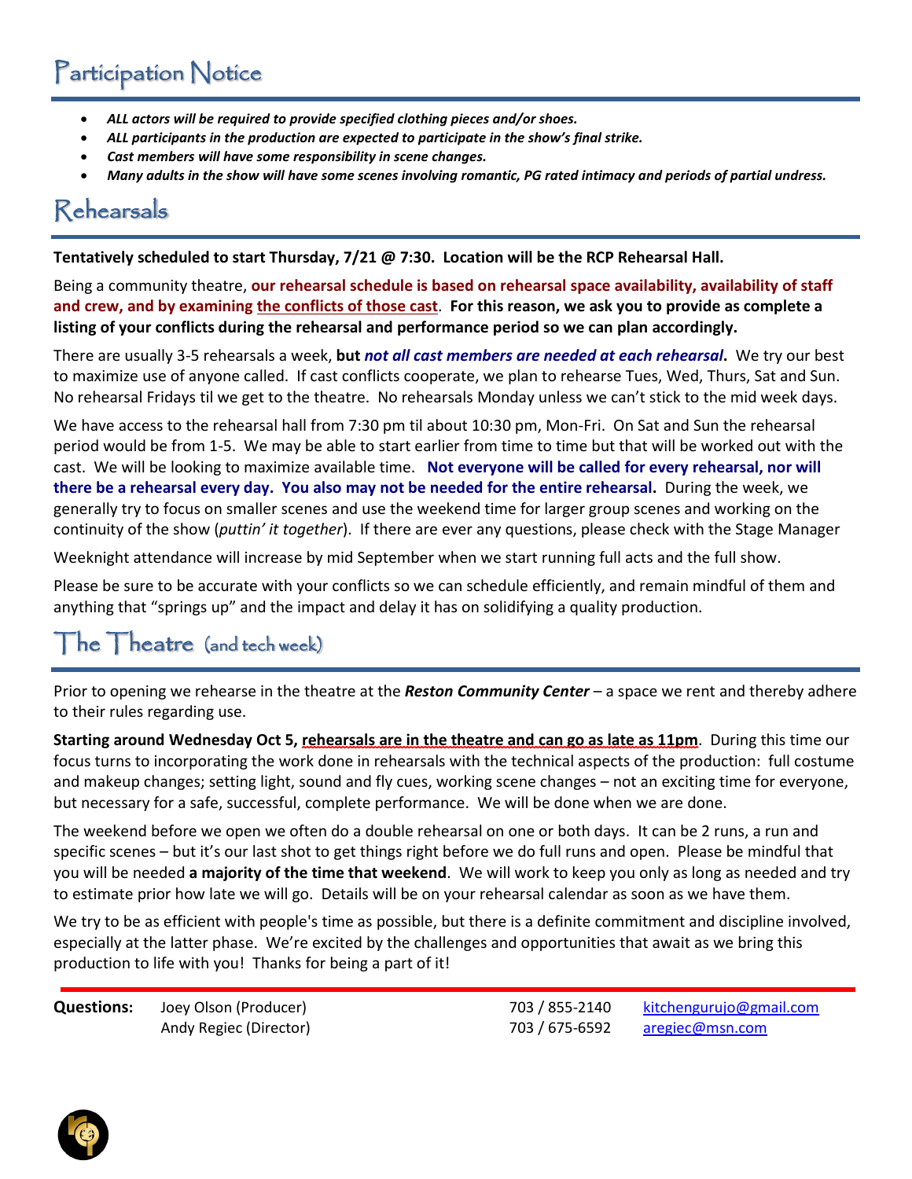# Participation Notice

- ***ALL actors will be required to provide specified clothing pieces and/or shoes.***
- ***ALL participants in the production are expected to participate in the show's final strike.***
- ***Cast members will have some responsibility in scene changes.***
- ***Many adults in the show will have some scenes involving romantic, PG rated intimacy and periods of partial undress.***

# Rehearsals

**Tentatively scheduled to start Thursday, 7/21 @ 7:30. Location will be the RCP Rehearsal Hall.**

Being a community theatre, **our rehearsal schedule is based on rehearsal space availability, availability of staff and crew, and by examining the conflicts of those cast**. **For this reason, we ask you to provide as complete a listing of your conflicts during the rehearsal and performance period so we can plan accordingly.**

There are usually 3-5 rehearsals a week, **but *not all cast members are needed at each rehearsal*.** We try our best to maximize use of anyone called. If cast conflicts cooperate, we plan to rehearse Tues, Wed, Thurs, Sat and Sun. No rehearsal Fridays til we get to the theatre. No rehearsals Monday unless we can't stick to the mid week days.

We have access to the rehearsal hall from 7:30 pm til about 10:30 pm, Mon-Fri. On Sat and Sun the rehearsal period would be from 1-5. We may be able to start earlier from time to time but that will be worked out with the cast. We will be looking to maximize available time. **Not everyone will be called for every rehearsal, nor will there be a rehearsal every day. You also may not be needed for the entire rehearsal.** During the week, we generally try to focus on smaller scenes and use the weekend time for larger group scenes and working on the continuity of the show (*puttin' it together*). If there are ever any questions, please check with the Stage Manager

Weeknight attendance will increase by mid September when we start running full acts and the full show.

Please be sure to be accurate with your conflicts so we can schedule efficiently, and remain mindful of them and anything that "springs up" and the impact and delay it has on solidifying a quality production.

# The Theatre (and tech week)

Prior to opening we rehearse in the theatre at the ***Reston Community Center*** – a space we rent and thereby adhere to their rules regarding use.

**Starting around Wednesday Oct 5, rehearsals are in the theatre and can go as late as 11pm**. During this time our focus turns to incorporating the work done in rehearsals with the technical aspects of the production: full costume and makeup changes; setting light, sound and fly cues, working scene changes – not an exciting time for everyone, but necessary for a safe, successful, complete performance. We will be done when we are done.

The weekend before we open we often do a double rehearsal on one or both days. It can be 2 runs, a run and specific scenes – but it's our last shot to get things right before we do full runs and open. Please be mindful that you will be needed **a majority of the time that weekend**. We will work to keep you only as long as needed and try to estimate prior how late we will go. Details will be on your rehearsal calendar as soon as we have them.

We try to be as efficient with people's time as possible, but there is a definite commitment and discipline involved, especially at the latter phase. We're excited by the challenges and opportunities that await as we bring this production to life with you! Thanks for being a part of it!

| | | | |
|---|---|---|---|
| **Questions:** | Joey Olson (Producer) | 703 / 855-2140 | kitchengurujo@gmail.com |
| | Andy Regiec (Director) | 703 / 675-6592 | aregiec@msn.com |